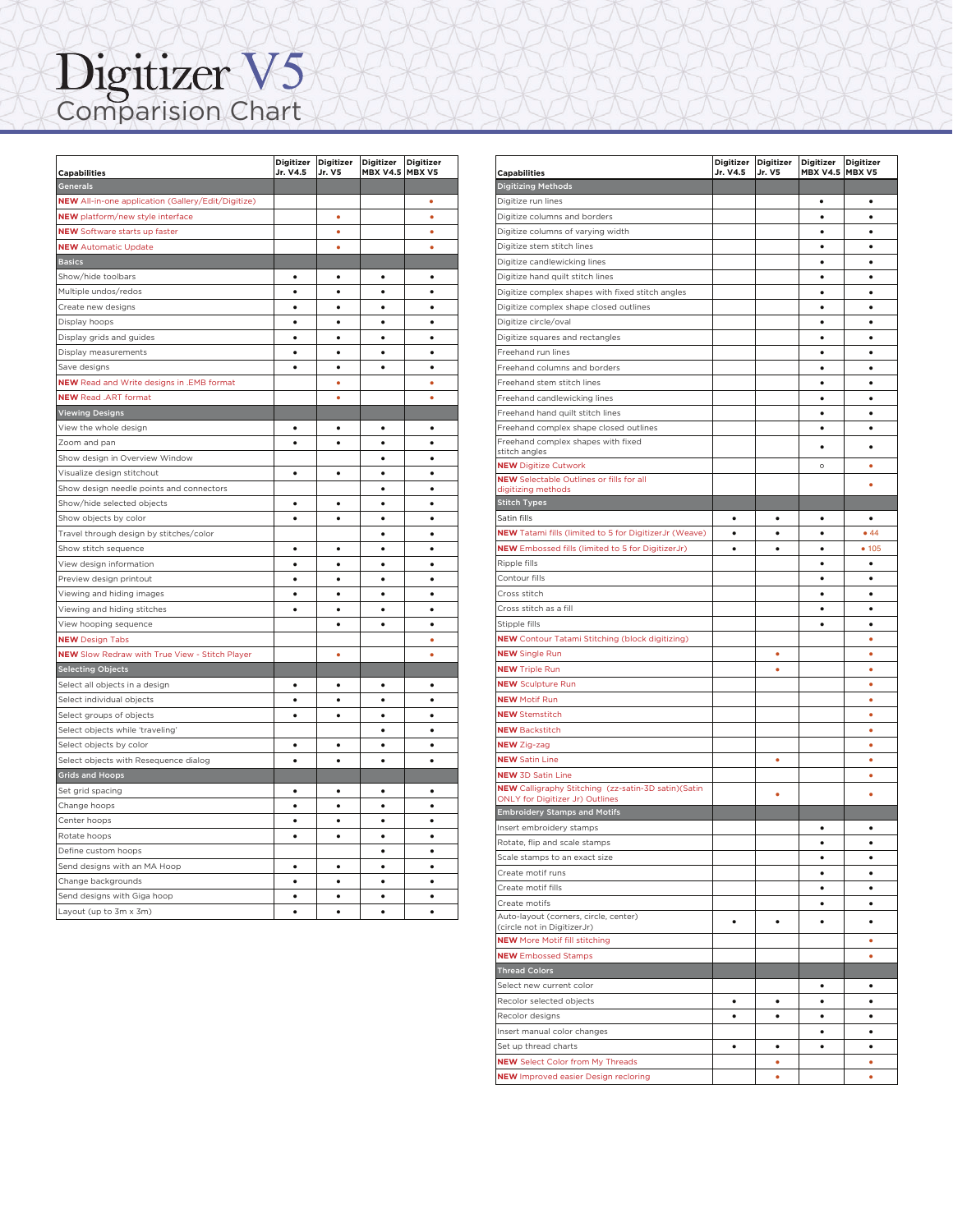# Digitizer V5

## Comparision Chart

| Capabilities | Digitizer Jr. V4.5 | Digitizer Jr. V5 | Digitizer MBX V4.5 | Digitizer MBX V5 |
|---|---|---|---|---|
| **Generals** | | | | |
| **NEW** All-in-one application (Gallery/Edit/Digitize) | | | | • |
| **NEW** platform/new style interface | | • | | • |
| **NEW** Software starts up faster | | • | | • |
| **NEW** Automatic Update | | • | | • |
| **Basics** | | | | |
| Show/hide toolbars | • | • | • | • |
| Multiple undos/redos | • | • | • | • |
| Create new designs | • | • | • | • |
| Display hoops | • | • | • | • |
| Display grids and guides | • | • | • | • |
| Display measurements | • | • | • | • |
| Save designs | • | • | • | • |
| **NEW** Read and Write designs in .EMB format | | • | | • |
| **NEW** Read .ART format | | • | | • |
| **Viewing Designs** | | | | |
| View the whole design | • | • | • | • |
| Zoom and pan | • | • | • | • |
| Show design in Overview Window | | | • | • |
| Visualize design stitchout | • | • | • | • |
| Show design needle points and connectors | | | • | • |
| Show/hide selected objects | • | • | • | • |
| Show objects by color | • | • | • | • |
| Travel through design by stitches/color | | | • | • |
| Show stitch sequence | • | • | • | • |
| View design information | • | • | • | • |
| Preview design printout | • | • | • | • |
| Viewing and hiding images | • | • | • | • |
| Viewing and hiding stitches | • | • | • | • |
| View hooping sequence | | • | • | • |
| **NEW** Design Tabs | | | | • |
| **NEW** Slow Redraw with True View - Stitch Player | | • | | • |
| **Selecting Objects** | | | | |
| Select all objects in a design | • | • | • | • |
| Select individual objects | • | • | • | • |
| Select groups of objects | • | • | • | • |
| Select objects while 'traveling' | | | • | • |
| Select objects by color | • | • | • | • |
| Select objects with Resequence dialog | • | • | • | • |
| **Grids and Hoops** | | | | |
| Set grid spacing | • | • | • | • |
| Change hoops | • | • | • | • |
| Center hoops | • | • | • | • |
| Rotate hoops | • | • | • | • |
| Define custom hoops | | | • | • |
| Send designs with an MA Hoop | • | • | • | • |
| Change backgrounds | • | • | • | • |
| Send designs with Giga hoop | • | • | • | • |
| Layout (up to 3m x 3m) | • | • | • | • |

| Capabilities | Digitizer Jr. V4.5 | Digitizer Jr. V5 | Digitizer MBX V4.5 | Digitizer MBX V5 |
|---|---|---|---|---|
| **Digitizing Methods** | | | | |
| Digitize run lines | | | • | • |
| Digitize columns and borders | | | • | • |
| Digitize columns of varying width | | | • | • |
| Digitize stem stitch lines | | | • | • |
| Digitize candlewicking lines | | | • | • |
| Digitize hand quilt stitch lines | | | • | • |
| Digitize complex shapes with fixed stitch angles | | | • | • |
| Digitize complex shape closed outlines | | | • | • |
| Digitize circle/oval | | | • | • |
| Digitize squares and rectangles | | | • | • |
| Freehand run lines | | | • | • |
| Freehand columns and borders | | | • | • |
| Freehand stem stitch lines | | | • | • |
| Freehand candlewicking lines | | | • | • |
| Freehand hand quilt stitch lines | | | • | • |
| Freehand complex shape closed outlines | | | • | • |
| Freehand complex shapes with fixed stitch angles | | | • | • |
| **NEW** Digitize Cutwork | | | ○ | • |
| **NEW** Selectable Outlines or fills for all digitizing methods | | | | • |
| **Stitch Types** | | | | |
| Satin fills | • | • | • | • |
| **NEW** Tatami fills (limited to 5 for DigitizerJr (Weave) | • | • | • | • 44 |
| **NEW** Embossed fills (limited to 5 for DigitizerJr) | • | • | • | • 105 |
| Ripple fills | | | • | • |
| Contour fills | | | • | • |
| Cross stitch | | | • | • |
| Cross stitch as a fill | | | • | • |
| Stipple fills | | | • | • |
| **NEW** Contour Tatami Stitching (block digitizing) | | | | • |
| **NEW** Single Run | | • | | • |
| **NEW** Triple Run | | • | | • |
| **NEW** Sculpture Run | | | | • |
| **NEW** Motif Run | | | | • |
| **NEW** Stemstitch | | | | • |
| **NEW** Backstitch | | | | • |
| **NEW** Zig-zag | | | | • |
| **NEW** Satin Line | | • | | • |
| **NEW** 3D Satin Line | | | | • |
| **NEW** Calligraphy Stitching (zz-satin-3D satin)(Satin ONLY for Digitizer Jr) Outlines | | • | | • |
| **Embroidery Stamps and Motifs** | | | | |
| Insert embroidery stamps | | | • | • |
| Rotate, flip and scale stamps | | | • | • |
| Scale stamps to an exact size | | | • | • |
| Create motif runs | | | • | • |
| Create motif fills | | | • | • |
| Create motifs | | | • | • |
| Auto-layout (corners, circle, center) (circle not in DigitizerJr) | • | • | • | • |
| **NEW** More Motif fill stitching | | | | • |
| **NEW** Embossed Stamps | | | | • |
| **Thread Colors** | | | | |
| Select new current color | | | • | • |
| Recolor selected objects | • | • | • | • |
| Recolor designs | • | • | • | • |
| Insert manual color changes | | | • | • |
| Set up thread charts | • | • | • | • |
| **NEW** Select Color from My Threads | | • | | • |
| **NEW** Improved easier Design reclording | | • | | • |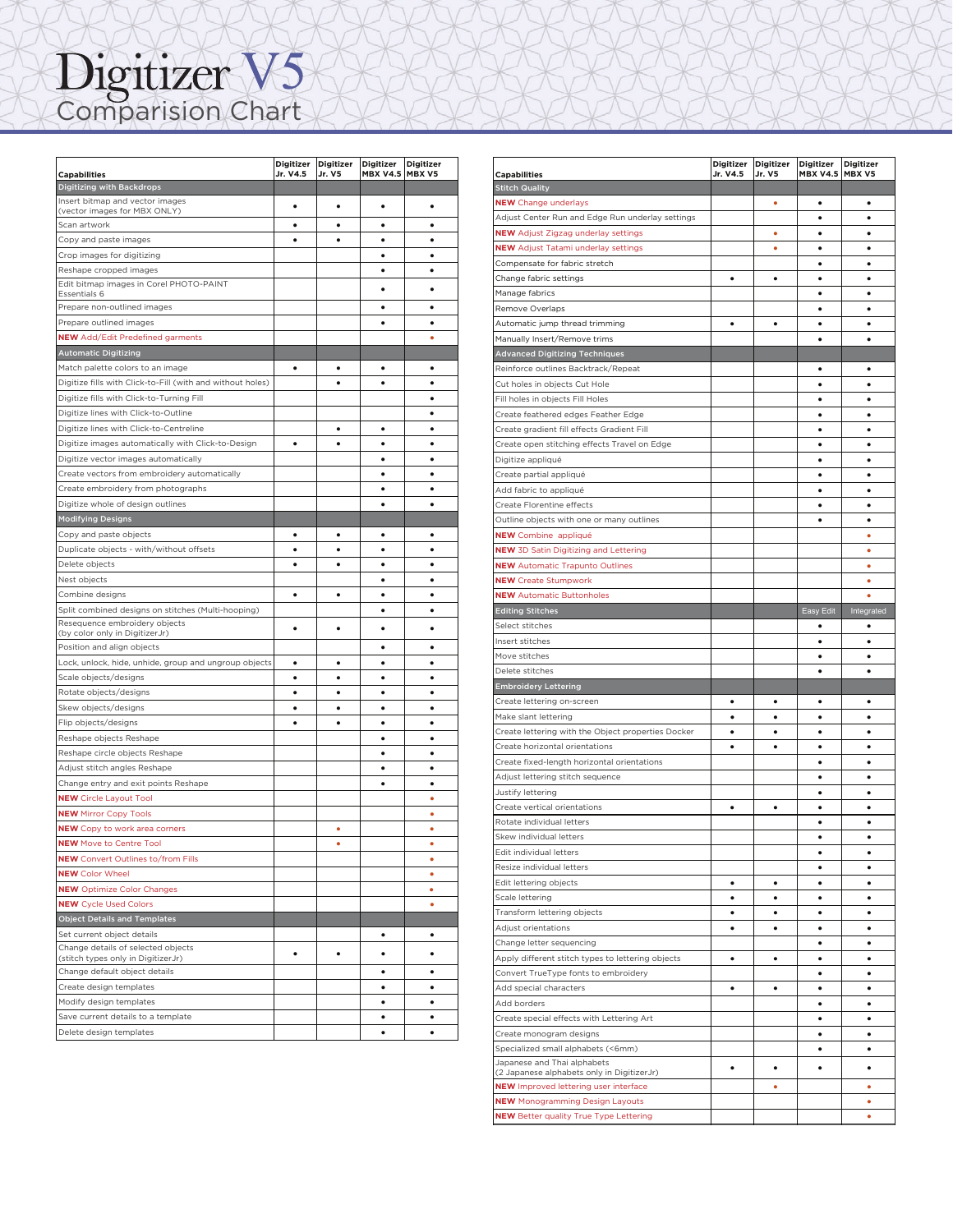# Digitizer V5

## Comparision Chart

| Capabilities | Digitizer Jr. V4.5 | Digitizer Jr. V5 | Digitizer MBX V4.5 | Digitizer MBX V5 |
|---|---|---|---|---|
| **Digitizing with Backdrops** | | | | |
| Insert bitmap and vector images (vector images for MBX ONLY) | • | • | • | • |
| Scan artwork | • | • | • | • |
| Copy and paste images | • | • | • | • |
| Crop images for digitizing | | | • | • |
| Reshape cropped images | | | • | • |
| Edit bitmap images in Corel PHOTO-PAINT Essentials 6 | | | • | • |
| Prepare non-outlined images | | | • | • |
| Prepare outlined images | | | • | • |
| **NEW** Add/Edit Predefined garments | | | | • |
| **Automatic Digitizing** | | | | |
| Match palette colors to an image | • | • | • | • |
| Digitize fills with Click-to-Fill (with and without holes) | | • | • | • |
| Digitize fills with Click-to-Turning Fill | | | | • |
| Digitize lines with Click-to-Outline | | | | • |
| Digitize lines with Click-to-Centreline | | • | • | • |
| Digitize images automatically with Click-to-Design | • | • | • | • |
| Digitize vector images automatically | | | • | • |
| Create vectors from embroidery automatically | | | • | • |
| Create embroidery from photographs | | | • | • |
| Digitize whole of design outlines | | | • | • |
| **Modifying Designs** | | | | |
| Copy and paste objects | • | • | • | • |
| Duplicate objects - with/without offsets | • | • | • | • |
| Delete objects | • | • | • | • |
| Nest objects | | | • | • |
| Combine designs | • | • | • | • |
| Split combined designs on stitches (Multi-hooping) | | | • | • |
| Resequence embroidery objects (by color only in DigitizerJr) | • | • | • | • |
| Position and align objects | | | • | • |
| Lock, unlock, hide, unhide, group and ungroup objects | • | • | • | • |
| Scale objects/designs | • | • | • | • |
| Rotate objects/designs | • | • | • | • |
| Skew objects/designs | • | • | • | • |
| Flip objects/designs | • | • | • | • |
| Reshape objects Reshape | | | • | • |
| Reshape circle objects Reshape | | | • | • |
| Adjust stitch angles Reshape | | | • | • |
| Change entry and exit points Reshape | | | • | • |
| **NEW** Circle Layout Tool | | | | • |
| **NEW** Mirror Copy Tools | | | | • |
| **NEW** Copy to work area corners | | • | | • |
| **NEW** Move to Centre Tool | | • | | • |
| **NEW** Convert Outlines to/from Fills | | | | • |
| **NEW** Color Wheel | | | | • |
| **NEW** Optimize Color Changes | | | | • |
| **NEW** Cycle Used Colors | | | | • |
| **Object Details and Templates** | | | | |
| Set current object details | | | • | • |
| Change details of selected objects (stitch types only in DigitizerJr) | • | • | • | • |
| Change default object details | | | • | • |
| Create design templates | | | • | • |
| Modify design templates | | | • | • |
| Save current details to a template | | | • | • |
| Delete design templates | | | • | • |

| Capabilities | Digitizer Jr. V4.5 | Digitizer Jr. V5 | Digitizer MBX V4.5 | Digitizer MBX V5 |
|---|---|---|---|---|
| **Stitch Quality** | | | | |
| **NEW** Change underlays | | • | • | • |
| Adjust Center Run and Edge Run underlay settings | | | • | • |
| **NEW** Adjust Zigzag underlay settings | | • | • | • |
| **NEW** Adjust Tatami underlay settings | | • | • | • |
| Compensate for fabric stretch | | | • | • |
| Change fabric settings | • | • | • | • |
| Manage fabrics | | | • | • |
| Remove Overlaps | | | • | • |
| Automatic jump thread trimming | • | • | • | • |
| Manually Insert/Remove trims | | | • | • |
| **Advanced Digitizing Techniques** | | | | |
| Reinforce outlines Backtrack/Repeat | | | • | • |
| Cut holes in objects Cut Hole | | | • | • |
| Fill holes in objects Fill Holes | | | • | • |
| Create feathered edges Feather Edge | | | • | • |
| Create gradient fill effects Gradient Fill | | | • | • |
| Create open stitching effects Travel on Edge | | | • | • |
| Digitize appliqué | | | • | • |
| Create partial appliqué | | | • | • |
| Add fabric to appliqué | | | • | • |
| Create Florentine effects | | | • | • |
| Outline objects with one or many outlines | | | • | • |
| **NEW** Combine appliqué | | | | • |
| **NEW** 3D Satin Digitizing and Lettering | | | | • |
| **NEW** Automatic Trapunto Outlines | | | | • |
| **NEW** Create Stumpwork | | | | • |
| **NEW** Automatic Buttonholes | | | | • |
| **Editing Stitches** | | | Easy Edit | Integrated |
| Select stitches | | | • | • |
| Insert stitches | | | • | • |
| Move stitches | | | • | • |
| Delete stitches | | | • | • |
| **Embroidery Lettering** | | | | |
| Create lettering on-screen | • | • | • | • |
| Make slant lettering | • | • | • | • |
| Create lettering with the Object properties Docker | • | • | • | • |
| Create horizontal orientations | • | • | • | • |
| Create fixed-length horizontal orientations | | | • | • |
| Adjust lettering stitch sequence | | | • | • |
| Justify lettering | | | • | • |
| Create vertical orientations | • | • | • | • |
| Rotate individual letters | | | • | • |
| Skew individual letters | | | • | • |
| Edit individual letters | | | • | • |
| Resize individual letters | | | • | • |
| Edit lettering objects | • | • | • | • |
| Scale lettering | • | • | • | • |
| Transform lettering objects | • | • | • | • |
| Adjust orientations | • | • | • | • |
| Change letter sequencing | | | • | • |
| Apply different stitch types to lettering objects | • | • | • | • |
| Convert TrueType fonts to embroidery | | | • | • |
| Add special characters | • | • | • | • |
| Add borders | | | • | • |
| Create special effects with Lettering Art | | | • | • |
| Create monogram designs | | | • | • |
| Specialized small alphabets (<6mm) | | | • | • |
| Japanese and Thai alphabets (2 Japanese alphabets only in DigitizerJr) | • | • | • | • |
| **NEW** Improved lettering user interface | | • | | • |
| **NEW** Monogramming Design Layouts | | | | • |
| **NEW** Better quality True Type Lettering | | | | • |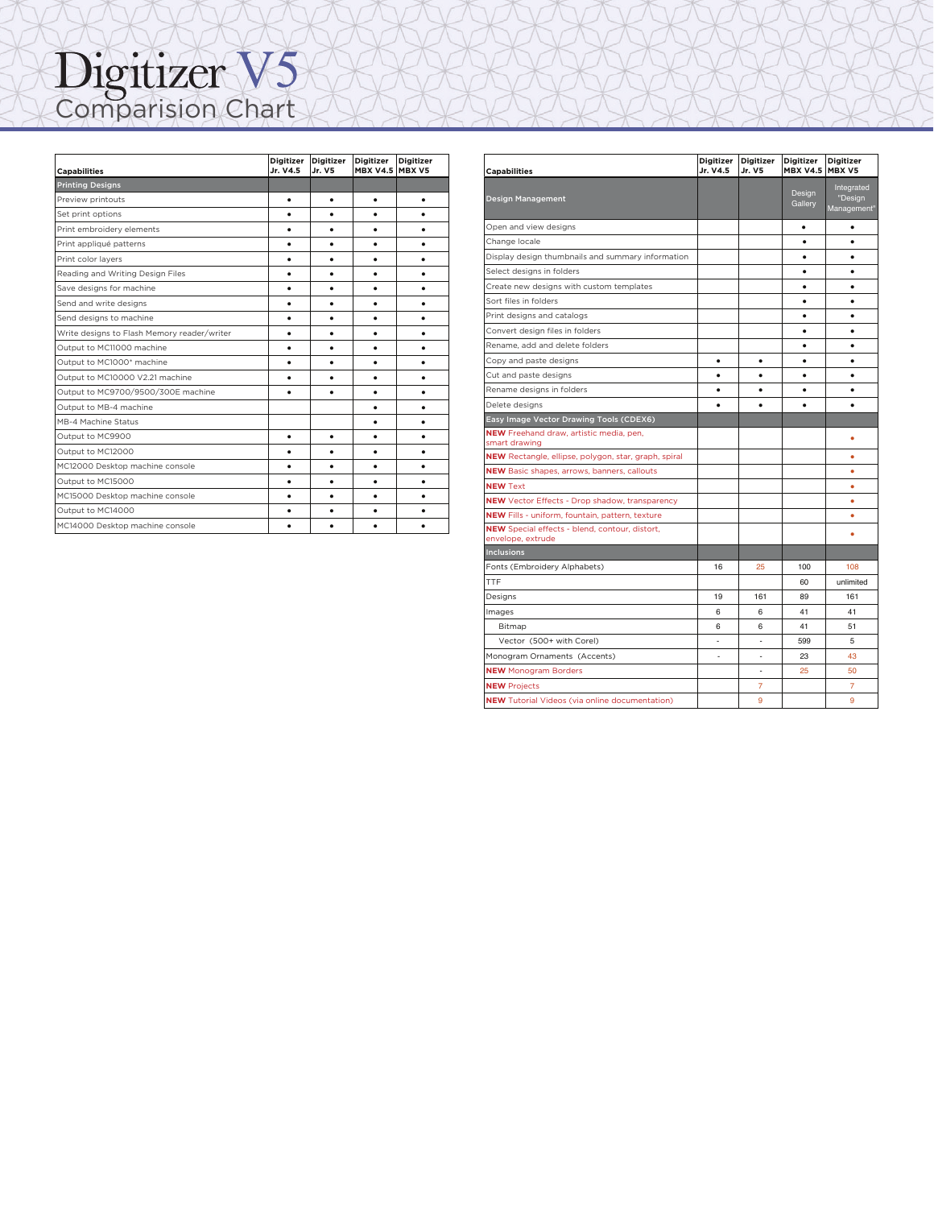# Digitizer V5

## Comparision Chart

| Capabilities | Digitizer Jr. V4.5 | Digitizer Jr. V5 | Digitizer MBX V4.5 | Digitizer MBX V5 |
|---|---|---|---|---|
| **Printing Designs** | | | | |
| Preview printouts | • | • | • | • |
| Set print options | • | • | • | • |
| Print embroidery elements | • | • | • | • |
| Print appliqué patterns | • | • | • | • |
| Print color layers | • | • | • | • |
| Reading and Writing Design Files | • | • | • | • |
| Save designs for machine | • | • | • | • |
| Send and write designs | • | • | • | • |
| Send designs to machine | • | • | • | • |
| Write designs to Flash Memory reader/writer | • | • | • | • |
| Output to MC11000 machine | • | • | • | • |
| Output to MC1000* machine | • | • | • | • |
| Output to MC10000 V2.21 machine | • | • | • | • |
| Output to MC9700/9500/300E machine | • | • | • | • |
| Output to MB-4 machine | | | • | • |
| MB-4 Machine Status | | | • | • |
| Output to MC9900 | • | • | • | • |
| Output to MC12000 | • | • | • | • |
| MC12000 Desktop machine console | • | • | • | • |
| Output to MC15000 | • | • | • | • |
| MC15000 Desktop machine console | • | • | • | • |
| Output to MC14000 | • | • | • | • |
| MC14000 Desktop machine console | • | • | • | • |

| Capabilities | Digitizer Jr. V4.5 | Digitizer Jr. V5 | Digitizer MBX V4.5 | Digitizer MBX V5 |
|---|---|---|---|---|
| **Design Management** | | | Design Gallery | Integrated "Design Management" |
| Open and view designs | | | • | • |
| Change locale | | | • | • |
| Display design thumbnails and summary information | | | • | • |
| Select designs in folders | | | • | • |
| Create new designs with custom templates | | | • | • |
| Sort files in folders | | | • | • |
| Print designs and catalogs | | | • | • |
| Convert design files in folders | | | • | • |
| Rename, add and delete folders | | | • | • |
| Copy and paste designs | • | • | • | • |
| Cut and paste designs | • | • | • | • |
| Rename designs in folders | • | • | • | • |
| Delete designs | • | • | • | • |
| **Easy Image Vector Drawing Tools (CDEX6)** | | | | |
| **NEW** Freehand draw, artistic media, pen, smart drawing | | | | • |
| **NEW** Rectangle, ellipse, polygon, star, graph, spiral | | | | • |
| **NEW** Basic shapes, arrows, banners, callouts | | | | • |
| **NEW** Text | | | | • |
| **NEW** Vector Effects - Drop shadow, transparency | | | | • |
| **NEW** Fills - uniform, fountain, pattern, texture | | | | • |
| **NEW** Special effects - blend, contour, distort, envelope, extrude | | | | • |
| **Inclusions** | | | | |
| Fonts (Embroidery Alphabets) | 16 | 25 | 100 | 108 |
| TTF | | | 60 | unlimited |
| Designs | 19 | 161 | 89 | 161 |
| Images | 6 | 6 | 41 | 41 |
| Bitmap | 6 | 6 | 41 | 51 |
| Vector (500+ with Corel) | - | - | 599 | 5 |
| Monogram Ornaments (Accents) | - | - | 23 | 43 |
| **NEW** Monogram Borders | | - | 25 | 50 |
| **NEW** Projects | | 7 | | 7 |
| **NEW** Tutorial Videos (via online documentation) | | 9 | | 9 |